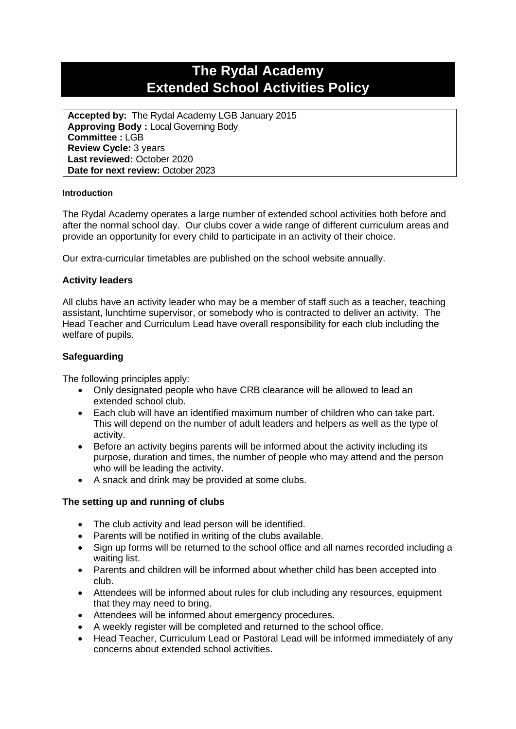# The Rydal Academy
# Extended School Activities Policy

**Accepted by:** The Rydal Academy LGB January 2015
**Approving Body :** Local Governing Body
**Committee :** LGB
**Review Cycle:** 3 years
**Last reviewed:** October 2020
**Date for next review:** October 2023

#### Introduction

The Rydal Academy operates a large number of extended school activities both before and after the normal school day. Our clubs cover a wide range of different curriculum areas and provide an opportunity for every child to participate in an activity of their choice.

Our extra-curricular timetables are published on the school website annually.

### Activity leaders

All clubs have an activity leader who may be a member of staff such as a teacher, teaching assistant, lunchtime supervisor, or somebody who is contracted to deliver an activity. The Head Teacher and Curriculum Lead have overall responsibility for each club including the welfare of pupils.

### Safeguarding

The following principles apply:

- Only designated people who have CRB clearance will be allowed to lead an extended school club.
- Each club will have an identified maximum number of children who can take part. This will depend on the number of adult leaders and helpers as well as the type of activity.
- Before an activity begins parents will be informed about the activity including its purpose, duration and times, the number of people who may attend and the person who will be leading the activity.
- A snack and drink may be provided at some clubs.

### The setting up and running of clubs

- The club activity and lead person will be identified.
- Parents will be notified in writing of the clubs available.
- Sign up forms will be returned to the school office and all names recorded including a waiting list.
- Parents and children will be informed about whether child has been accepted into club.
- Attendees will be informed about rules for club including any resources, equipment that they may need to bring.
- Attendees will be informed about emergency procedures.
- A weekly register will be completed and returned to the school office.
- Head Teacher, Curriculum Lead or Pastoral Lead will be informed immediately of any concerns about extended school activities.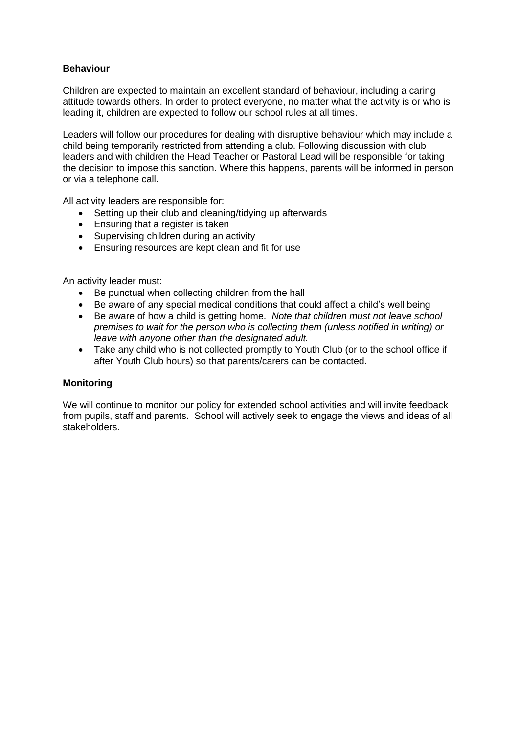**Behaviour**

Children are expected to maintain an excellent standard of behaviour, including a caring attitude towards others. In order to protect everyone, no matter what the activity is or who is leading it, children are expected to follow our school rules at all times.

Leaders will follow our procedures for dealing with disruptive behaviour which may include a child being temporarily restricted from attending a club. Following discussion with club leaders and with children the Head Teacher or Pastoral Lead will be responsible for taking the decision to impose this sanction. Where this happens, parents will be informed in person or via a telephone call.

All activity leaders are responsible for:

- Setting up their club and cleaning/tidying up afterwards
- Ensuring that a register is taken
- Supervising children during an activity
- Ensuring resources are kept clean and fit for use

An activity leader must:

- Be punctual when collecting children from the hall
- Be aware of any special medical conditions that could affect a child's well being
- Be aware of how a child is getting home. *Note that children must not leave school premises to wait for the person who is collecting them (unless notified in writing) or leave with anyone other than the designated adult.*
- Take any child who is not collected promptly to Youth Club (or to the school office if after Youth Club hours) so that parents/carers can be contacted.

**Monitoring**

We will continue to monitor our policy for extended school activities and will invite feedback from pupils, staff and parents. School will actively seek to engage the views and ideas of all stakeholders.